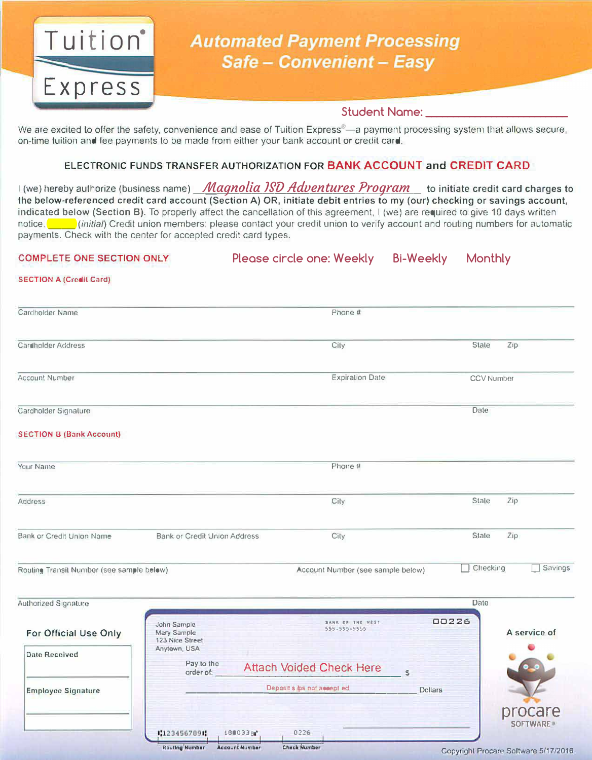# Tuition Express

## Automated Payment Processing
## Safe – Convenient – Easy

**Student Name:** ___________________________

We are excited to offer the safety, convenience and ease of Tuition Express®—a payment processing system that allows secure, on-time tuition and fee payments to be made from either your bank account or credit card.

### ELECTRONIC FUNDS TRANSFER AUTHORIZATION FOR BANK ACCOUNT and CREDIT CARD

I (we) hereby authorize (business name) *Magnolia ISD Adventures Program* **to initiate credit card charges to the below-referenced credit card account (Section A) OR, initiate debit entries to my (our) checking or savings account, indicated below (Section B).** To properly affect the cancellation of this agreement, I (we) are required to give 10 days written notice. ______ (*initial*) Credit union members: please contact your credit union to verify account and routing numbers for automatic payments. Check with the center for accepted credit card types.

**COMPLETE ONE SECTION ONLY** Please circle one: Weekly Bi-Weekly Monthly

**SECTION A (Credit Card)**

Cardholder Name ______________________ Phone # ______________________

Cardholder Address ______________________ City ______________ State ______ Zip ______

Account Number ______________________ Expiration Date ______________ CCV Number ______________

Cardholder Signature ______________________ Date ______________

**SECTION B (Bank Account)**

Your Name ______________________ Phone # ______________________

Address ______________________ City ______________ State ______ Zip ______

Bank or Credit Union Name ______________ Bank or Credit Union Address ______________ City ______________ State ______ Zip ______

Routing Transit Number (see sample below) ______________ Account Number (see sample below) ______________ ☐ Checking ☐ Savings

Authorized Signature ______________________ Date ______________

**For Official Use Only**

| Date Received |
|---|
| |
| **Employee Signature** |
| |

John Sample
Mary Sample
123 Nice Street
Anytown, USA

BANK OF THE WEST
555-555-5555

00226

Pay to the order of: Attach Voided Check Here $

Deposit slips not accepted — Dollars

⑆123456789⑆ 1000338⑈ 0226

Routing Number — Account Number — Check Number

A service of procare SOFTWARE®

Copyright Procare Software 5/17/2016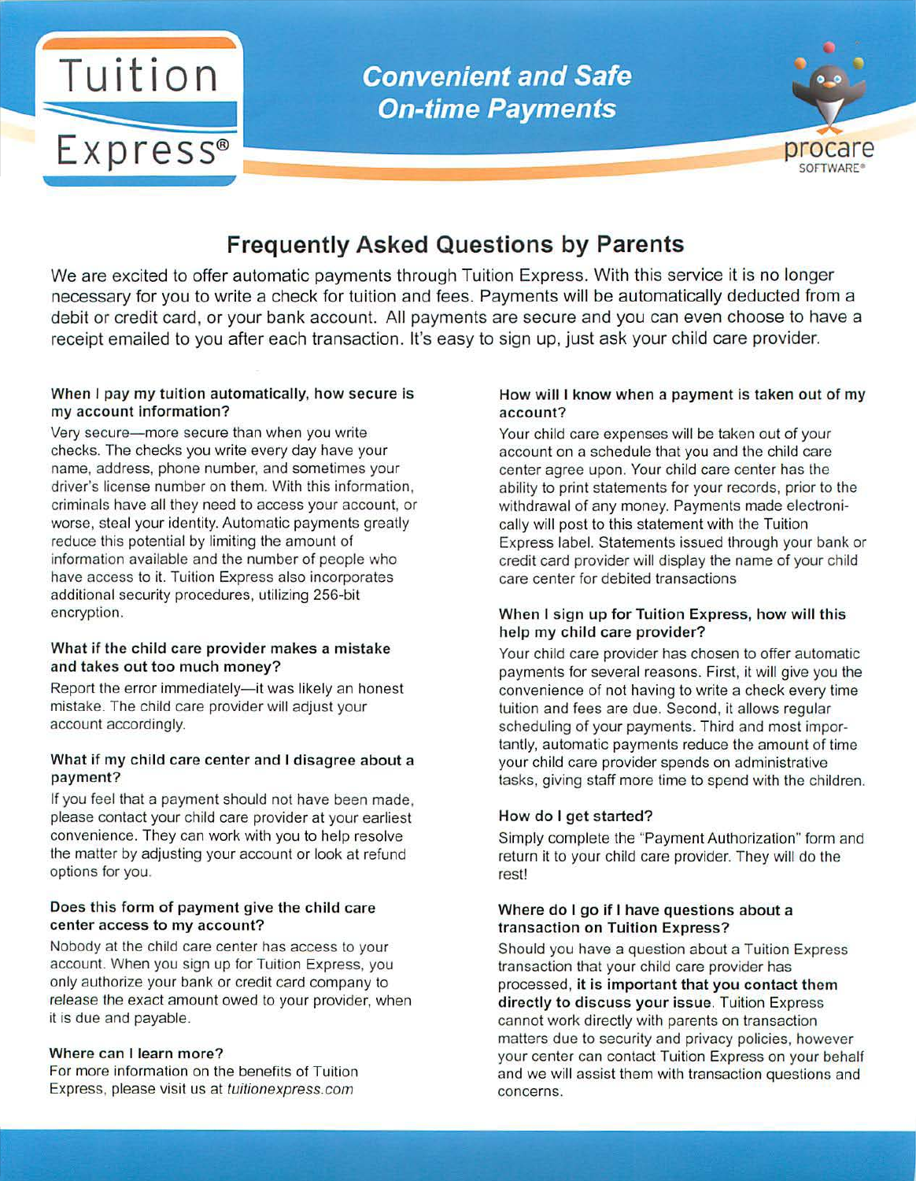Tuition Express®

**Convenient and Safe On-time Payments**

procare SOFTWARE®

# Frequently Asked Questions by Parents

We are excited to offer automatic payments through Tuition Express. With this service it is no longer necessary for you to write a check for tuition and fees. Payments will be automatically deducted from a debit or credit card, or your bank account. All payments are secure and you can even choose to have a receipt emailed to you after each transaction. It's easy to sign up, just ask your child care provider.

### When I pay my tuition automatically, how secure is my account information?

Very secure—more secure than when you write checks. The checks you write every day have your name, address, phone number, and sometimes your driver's license number on them. With this information, criminals have all they need to access your account, or worse, steal your identity. Automatic payments greatly reduce this potential by limiting the amount of information available and the number of people who have access to it. Tuition Express also incorporates additional security procedures, utilizing 256-bit encryption.

### What if the child care provider makes a mistake and takes out too much money?

Report the error immediately—it was likely an honest mistake. The child care provider will adjust your account accordingly.

### What if my child care center and I disagree about a payment?

If you feel that a payment should not have been made, please contact your child care provider at your earliest convenience. They can work with you to help resolve the matter by adjusting your account or look at refund options for you.

### Does this form of payment give the child care center access to my account?

Nobody at the child care center has access to your account. When you sign up for Tuition Express, you only authorize your bank or credit card company to release the exact amount owed to your provider, when it is due and payable.

### Where can I learn more?

For more information on the benefits of Tuition Express, please visit us at *tuitionexpress.com*

### How will I know when a payment is taken out of my account?

Your child care expenses will be taken out of your account on a schedule that you and the child care center agree upon. Your child care center has the ability to print statements for your records, prior to the withdrawal of any money. Payments made electronically will post to this statement with the Tuition Express label. Statements issued through your bank or credit card provider will display the name of your child care center for debited transactions

### When I sign up for Tuition Express, how will this help my child care provider?

Your child care provider has chosen to offer automatic payments for several reasons. First, it will give you the convenience of not having to write a check every time tuition and fees are due. Second, it allows regular scheduling of your payments. Third and most importantly, automatic payments reduce the amount of time your child care provider spends on administrative tasks, giving staff more time to spend with the children.

### How do I get started?

Simply complete the "Payment Authorization" form and return it to your child care provider. They will do the rest!

### Where do I go if I have questions about a transaction on Tuition Express?

Should you have a question about a Tuition Express transaction that your child care provider has processed, **it is important that you contact them directly to discuss your issue**. Tuition Express cannot work directly with parents on transaction matters due to security and privacy policies, however your center can contact Tuition Express on your behalf and we will assist them with transaction questions and concerns.